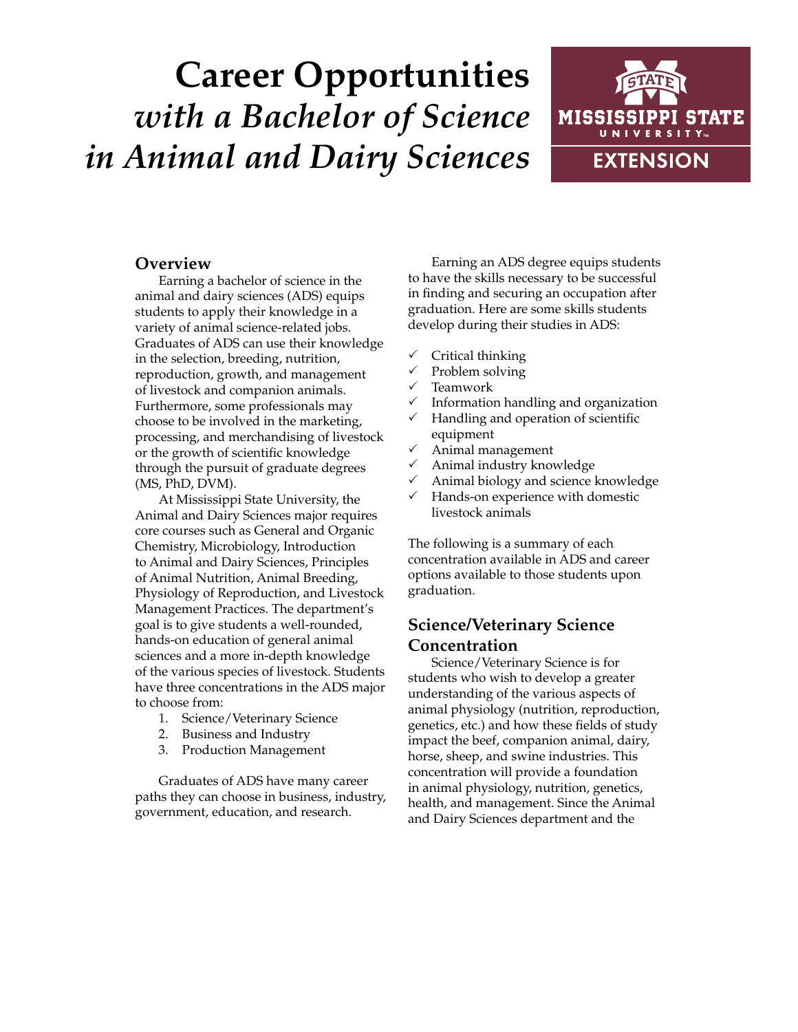# Career Opportunities *with a Bachelor of Science in Animal and Dairy Sciences*

MISSISSIPPI STATE UNIVERSITY EXTENSION

## Overview

Earning a bachelor of science in the animal and dairy sciences (ADS) equips students to apply their knowledge in a variety of animal science-related jobs. Graduates of ADS can use their knowledge in the selection, breeding, nutrition, reproduction, growth, and management of livestock and companion animals. Furthermore, some professionals may choose to be involved in the marketing, processing, and merchandising of livestock or the growth of scientific knowledge through the pursuit of graduate degrees (MS, PhD, DVM).

At Mississippi State University, the Animal and Dairy Sciences major requires core courses such as General and Organic Chemistry, Microbiology, Introduction to Animal and Dairy Sciences, Principles of Animal Nutrition, Animal Breeding, Physiology of Reproduction, and Livestock Management Practices. The department's goal is to give students a well-rounded, hands-on education of general animal sciences and a more in-depth knowledge of the various species of livestock. Students have three concentrations in the ADS major to choose from:

1. Science/Veterinary Science
2. Business and Industry
3. Production Management

Graduates of ADS have many career paths they can choose in business, industry, government, education, and research.

Earning an ADS degree equips students to have the skills necessary to be successful in finding and securing an occupation after graduation. Here are some skills students develop during their studies in ADS:

- ✓ Critical thinking
- ✓ Problem solving
- ✓ Teamwork
- ✓ Information handling and organization
- ✓ Handling and operation of scientific equipment
- ✓ Animal management
- ✓ Animal industry knowledge
- ✓ Animal biology and science knowledge
- ✓ Hands-on experience with domestic livestock animals

The following is a summary of each concentration available in ADS and career options available to those students upon graduation.

## Science/Veterinary Science Concentration

Science/Veterinary Science is for students who wish to develop a greater understanding of the various aspects of animal physiology (nutrition, reproduction, genetics, etc.) and how these fields of study impact the beef, companion animal, dairy, horse, sheep, and swine industries. This concentration will provide a foundation in animal physiology, nutrition, genetics, health, and management. Since the Animal and Dairy Sciences department and the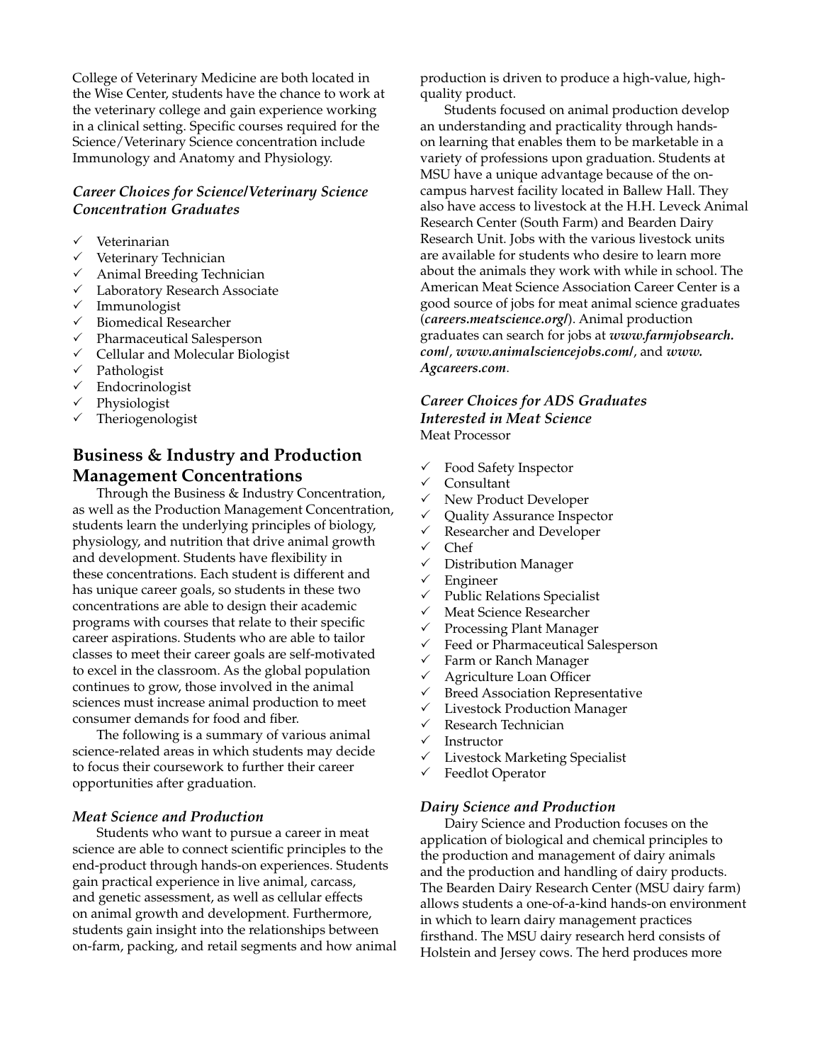College of Veterinary Medicine are both located in the Wise Center, students have the chance to work at the veterinary college and gain experience working in a clinical setting. Specific courses required for the Science/Veterinary Science concentration include Immunology and Anatomy and Physiology.

### *Career Choices for Science/Veterinary Science Concentration Graduates*

- ✓ Veterinarian
- ✓ Veterinary Technician
- ✓ Animal Breeding Technician
- ✓ Laboratory Research Associate
- ✓ Immunologist
- ✓ Biomedical Researcher
- ✓ Pharmaceutical Salesperson
- ✓ Cellular and Molecular Biologist
- ✓ Pathologist
- ✓ Endocrinologist
- ✓ Physiologist
- ✓ Theriogenologist

## Business & Industry and Production Management Concentrations

Through the Business & Industry Concentration, as well as the Production Management Concentration, students learn the underlying principles of biology, physiology, and nutrition that drive animal growth and development. Students have flexibility in these concentrations. Each student is different and has unique career goals, so students in these two concentrations are able to design their academic programs with courses that relate to their specific career aspirations. Students who are able to tailor classes to meet their career goals are self-motivated to excel in the classroom. As the global population continues to grow, those involved in the animal sciences must increase animal production to meet consumer demands for food and fiber.

The following is a summary of various animal science-related areas in which students may decide to focus their coursework to further their career opportunities after graduation.

### *Meat Science and Production*

Students who want to pursue a career in meat science are able to connect scientific principles to the end-product through hands-on experiences. Students gain practical experience in live animal, carcass, and genetic assessment, as well as cellular effects on animal growth and development. Furthermore, students gain insight into the relationships between on-farm, packing, and retail segments and how animal production is driven to produce a high-value, high-quality product.

Students focused on animal production develop an understanding and practicality through hands-on learning that enables them to be marketable in a variety of professions upon graduation. Students at MSU have a unique advantage because of the on-campus harvest facility located in Ballew Hall. They also have access to livestock at the H.H. Leveck Animal Research Center (South Farm) and Bearden Dairy Research Unit. Jobs with the various livestock units are available for students who desire to learn more about the animals they work with while in school. The American Meat Science Association Career Center is a good source of jobs for meat animal science graduates (***careers.meatscience.org/***). Animal production graduates can search for jobs at ***www.farmjobsearch.com/***, ***www.animalsciencejobs.com/***, and ***www.Agcareers.com***.

### *Career Choices for ADS Graduates Interested in Meat Science*

Meat Processor

- ✓ Food Safety Inspector
- ✓ Consultant
- ✓ New Product Developer
- ✓ Quality Assurance Inspector
- ✓ Researcher and Developer
- ✓ Chef
- ✓ Distribution Manager
- ✓ Engineer
- ✓ Public Relations Specialist
- ✓ Meat Science Researcher
- ✓ Processing Plant Manager
- ✓ Feed or Pharmaceutical Salesperson
- ✓ Farm or Ranch Manager
- ✓ Agriculture Loan Officer
- ✓ Breed Association Representative
- ✓ Livestock Production Manager
- ✓ Research Technician
- ✓ Instructor
- ✓ Livestock Marketing Specialist
- ✓ Feedlot Operator

### *Dairy Science and Production*

Dairy Science and Production focuses on the application of biological and chemical principles to the production and management of dairy animals and the production and handling of dairy products. The Bearden Dairy Research Center (MSU dairy farm) allows students a one-of-a-kind hands-on environment in which to learn dairy management practices firsthand. The MSU dairy research herd consists of Holstein and Jersey cows. The herd produces more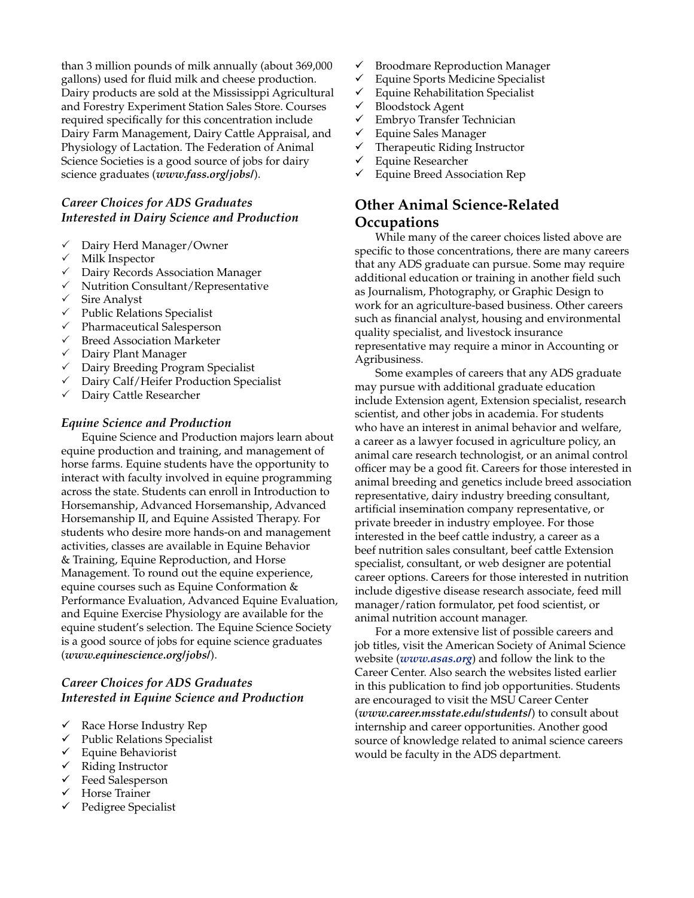than 3 million pounds of milk annually (about 369,000 gallons) used for fluid milk and cheese production. Dairy products are sold at the Mississippi Agricultural and Forestry Experiment Station Sales Store. Courses required specifically for this concentration include Dairy Farm Management, Dairy Cattle Appraisal, and Physiology of Lactation. The Federation of Animal Science Societies is a good source of jobs for dairy science graduates (***www.fass.org/jobs/***).

### *Career Choices for ADS Graduates Interested in Dairy Science and Production*

- ✓ Dairy Herd Manager/Owner
- ✓ Milk Inspector
- ✓ Dairy Records Association Manager
- ✓ Nutrition Consultant/Representative
- ✓ Sire Analyst
- ✓ Public Relations Specialist
- ✓ Pharmaceutical Salesperson
- ✓ Breed Association Marketer
- ✓ Dairy Plant Manager
- ✓ Dairy Breeding Program Specialist
- ✓ Dairy Calf/Heifer Production Specialist
- ✓ Dairy Cattle Researcher

### *Equine Science and Production*

Equine Science and Production majors learn about equine production and training, and management of horse farms. Equine students have the opportunity to interact with faculty involved in equine programming across the state. Students can enroll in Introduction to Horsemanship, Advanced Horsemanship, Advanced Horsemanship II, and Equine Assisted Therapy. For students who desire more hands-on and management activities, classes are available in Equine Behavior & Training, Equine Reproduction, and Horse Management. To round out the equine experience, equine courses such as Equine Conformation & Performance Evaluation, Advanced Equine Evaluation, and Equine Exercise Physiology are available for the equine student's selection. The Equine Science Society is a good source of jobs for equine science graduates (***www.equinescience.org/jobs/***).

### *Career Choices for ADS Graduates Interested in Equine Science and Production*

- ✓ Race Horse Industry Rep
- ✓ Public Relations Specialist
- ✓ Equine Behaviorist
- ✓ Riding Instructor
- ✓ Feed Salesperson
- ✓ Horse Trainer
- ✓ Pedigree Specialist
- ✓ Broodmare Reproduction Manager
- ✓ Equine Sports Medicine Specialist
- ✓ Equine Rehabilitation Specialist
- ✓ Bloodstock Agent
- ✓ Embryo Transfer Technician
- ✓ Equine Sales Manager
- ✓ Therapeutic Riding Instructor
- ✓ Equine Researcher
- ✓ Equine Breed Association Rep

## Other Animal Science-Related Occupations

While many of the career choices listed above are specific to those concentrations, there are many careers that any ADS graduate can pursue. Some may require additional education or training in another field such as Journalism, Photography, or Graphic Design to work for an agriculture-based business. Other careers such as financial analyst, housing and environmental quality specialist, and livestock insurance representative may require a minor in Accounting or Agribusiness.

Some examples of careers that any ADS graduate may pursue with additional graduate education include Extension agent, Extension specialist, research scientist, and other jobs in academia. For students who have an interest in animal behavior and welfare, a career as a lawyer focused in agriculture policy, an animal care research technologist, or an animal control officer may be a good fit. Careers for those interested in animal breeding and genetics include breed association representative, dairy industry breeding consultant, artificial insemination company representative, or private breeder in industry employee. For those interested in the beef cattle industry, a career as a beef nutrition sales consultant, beef cattle Extension specialist, consultant, or web designer are potential career options. Careers for those interested in nutrition include digestive disease research associate, feed mill manager/ration formulator, pet food scientist, or animal nutrition account manager.

For a more extensive list of possible careers and job titles, visit the American Society of Animal Science website (***www.asas.org***) and follow the link to the Career Center. Also search the websites listed earlier in this publication to find job opportunities. Students are encouraged to visit the MSU Career Center (***www.career.msstate.edu/students/***) to consult about internship and career opportunities. Another good source of knowledge related to animal science careers would be faculty in the ADS department.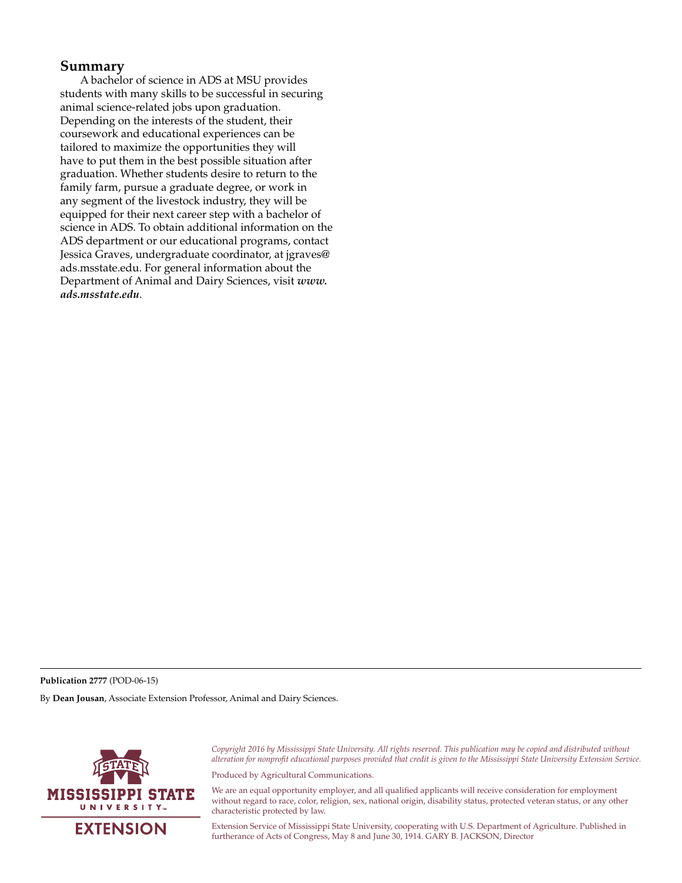## Summary

A bachelor of science in ADS at MSU provides students with many skills to be successful in securing animal science-related jobs upon graduation. Depending on the interests of the student, their coursework and educational experiences can be tailored to maximize the opportunities they will have to put them in the best possible situation after graduation. Whether students desire to return to the family farm, pursue a graduate degree, or work in any segment of the livestock industry, they will be equipped for their next career step with a bachelor of science in ADS. To obtain additional information on the ADS department or our educational programs, contact Jessica Graves, undergraduate coordinator, at jgraves@ads.msstate.edu. For general information about the Department of Animal and Dairy Sciences, visit ***www.ads.msstate.edu***.

**Publication 2777** (POD-06-15)

By **Dean Jousan**, Associate Extension Professor, Animal and Dairy Sciences.

*Copyright 2016 by Mississippi State University. All rights reserved. This publication may be copied and distributed without alteration for nonprofit educational purposes provided that credit is given to the Mississippi State University Extension Service.*

Produced by Agricultural Communications.

We are an equal opportunity employer, and all qualified applicants will receive consideration for employment without regard to race, color, religion, sex, national origin, disability status, protected veteran status, or any other characteristic protected by law.

Extension Service of Mississippi State University, cooperating with U.S. Department of Agriculture. Published in furtherance of Acts of Congress, May 8 and June 30, 1914. GARY B. JACKSON, Director